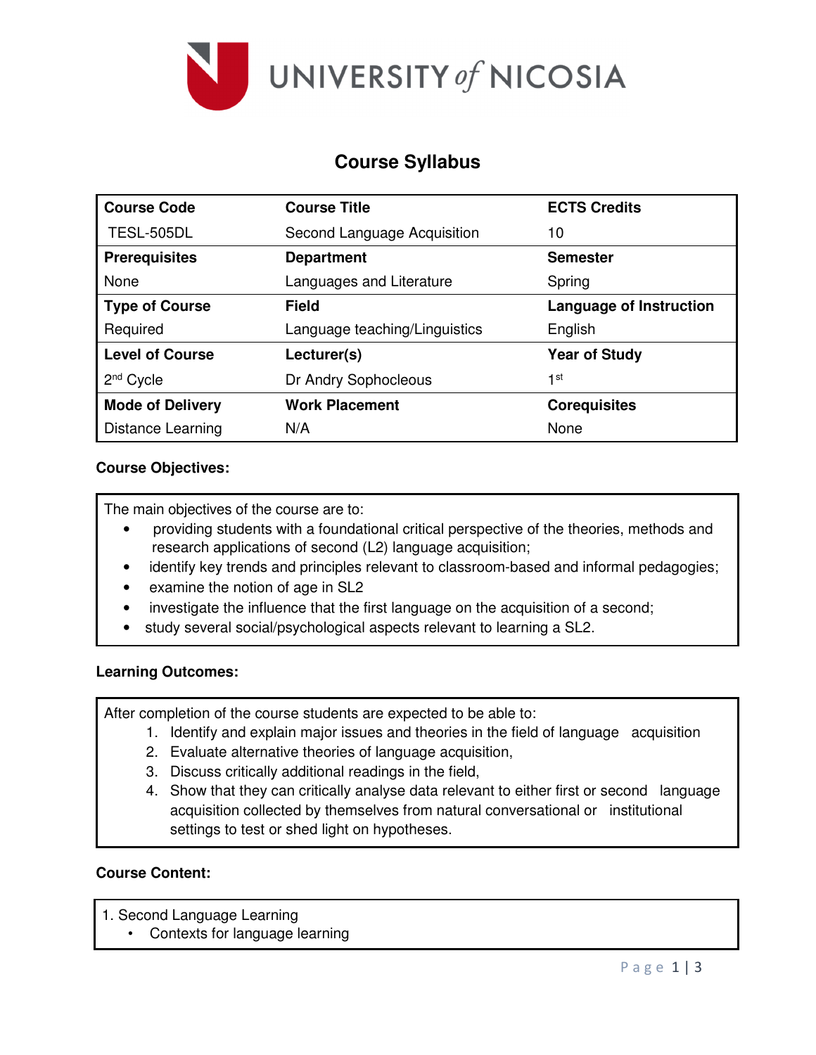# UNIVERSITY of NICOSIA

## Course Syllabus

| Course Code | Course Title | ECTS Credits |
|---|---|---|
| TESL-505DL | Second Language Acquisition | 10 |
| **Prerequisites** | **Department** | **Semester** |
| None | Languages and Literature | Spring |
| **Type of Course** | **Field** | **Language of Instruction** |
| Required | Language teaching/Linguistics | English |
| **Level of Course** | **Lecturer(s)** | **Year of Study** |
| 2nd Cycle | Dr Andry Sophocleous | 1st |
| **Mode of Delivery** | **Work Placement** | **Corequisites** |
| Distance Learning | N/A | None |

### Course Objectives:

The main objectives of the course are to:

- providing students with a foundational critical perspective of the theories, methods and research applications of second (L2) language acquisition;
- identify key trends and principles relevant to classroom-based and informal pedagogies;
- examine the notion of age in SL2
- investigate the influence that the first language on the acquisition of a second;
- study several social/psychological aspects relevant to learning a SL2.

### Learning Outcomes:

After completion of the course students are expected to be able to:

1. Identify and explain major issues and theories in the field of language acquisition
2. Evaluate alternative theories of language acquisition,
3. Discuss critically additional readings in the field,
4. Show that they can critically analyse data relevant to either first or second language acquisition collected by themselves from natural conversational or institutional settings to test or shed light on hypotheses.

### Course Content:

1. Second Language Learning
   - Contexts for language learning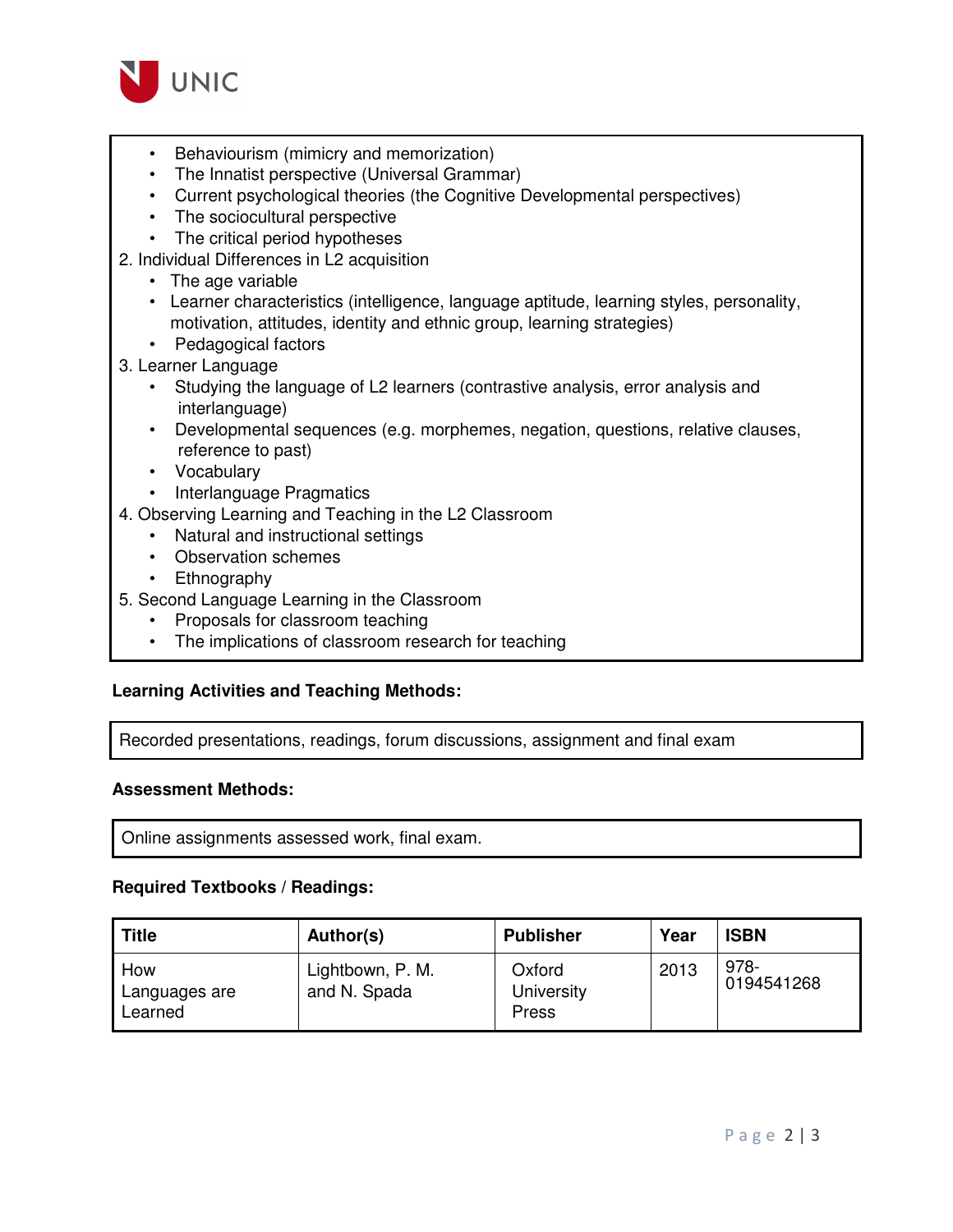- Behaviourism (mimicry and memorization)
- The Innatist perspective (Universal Grammar)
- Current psychological theories (the Cognitive Developmental perspectives)
- The sociocultural perspective
- The critical period hypotheses

2. Individual Differences in L2 acquisition
   - The age variable
   - Learner characteristics (intelligence, language aptitude, learning styles, personality, motivation, attitudes, identity and ethnic group, learning strategies)
   - Pedagogical factors
3. Learner Language
   - Studying the language of L2 learners (contrastive analysis, error analysis and interlanguage)
   - Developmental sequences (e.g. morphemes, negation, questions, relative clauses, reference to past)
   - Vocabulary
   - Interlanguage Pragmatics
4. Observing Learning and Teaching in the L2 Classroom
   - Natural and instructional settings
   - Observation schemes
   - Ethnography
5. Second Language Learning in the Classroom
   - Proposals for classroom teaching
   - The implications of classroom research for teaching

**Learning Activities and Teaching Methods:**

Recorded presentations, readings, forum discussions, assignment and final exam

**Assessment Methods:**

Online assignments assessed work, final exam.

**Required Textbooks / Readings:**

| Title | Author(s) | Publisher | Year | ISBN |
|---|---|---|---|---|
| How Languages are Learned | Lightbown, P. M. and N. Spada | Oxford University Press | 2013 | 978-0194541268 |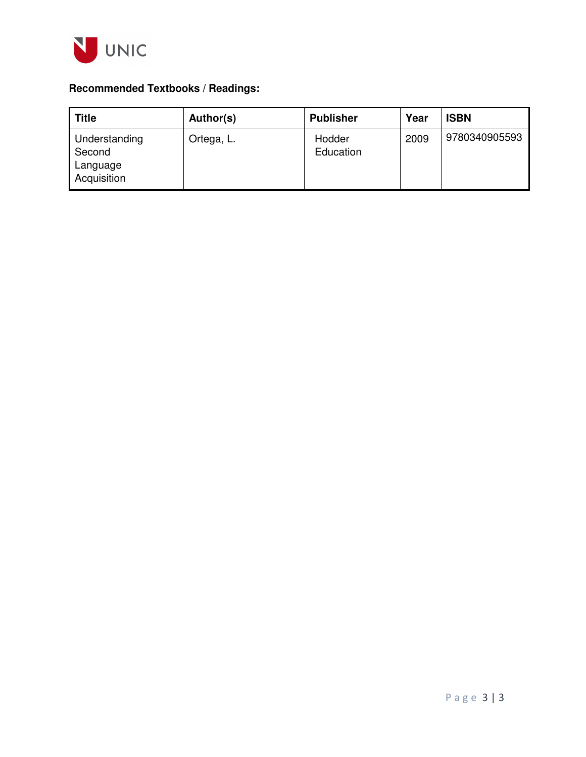**Recommended Textbooks / Readings:**

| Title | Author(s) | Publisher | Year | ISBN |
|---|---|---|---|---|
| Understanding Second Language Acquisition | Ortega, L. | Hodder Education | 2009 | 9780340905593 |